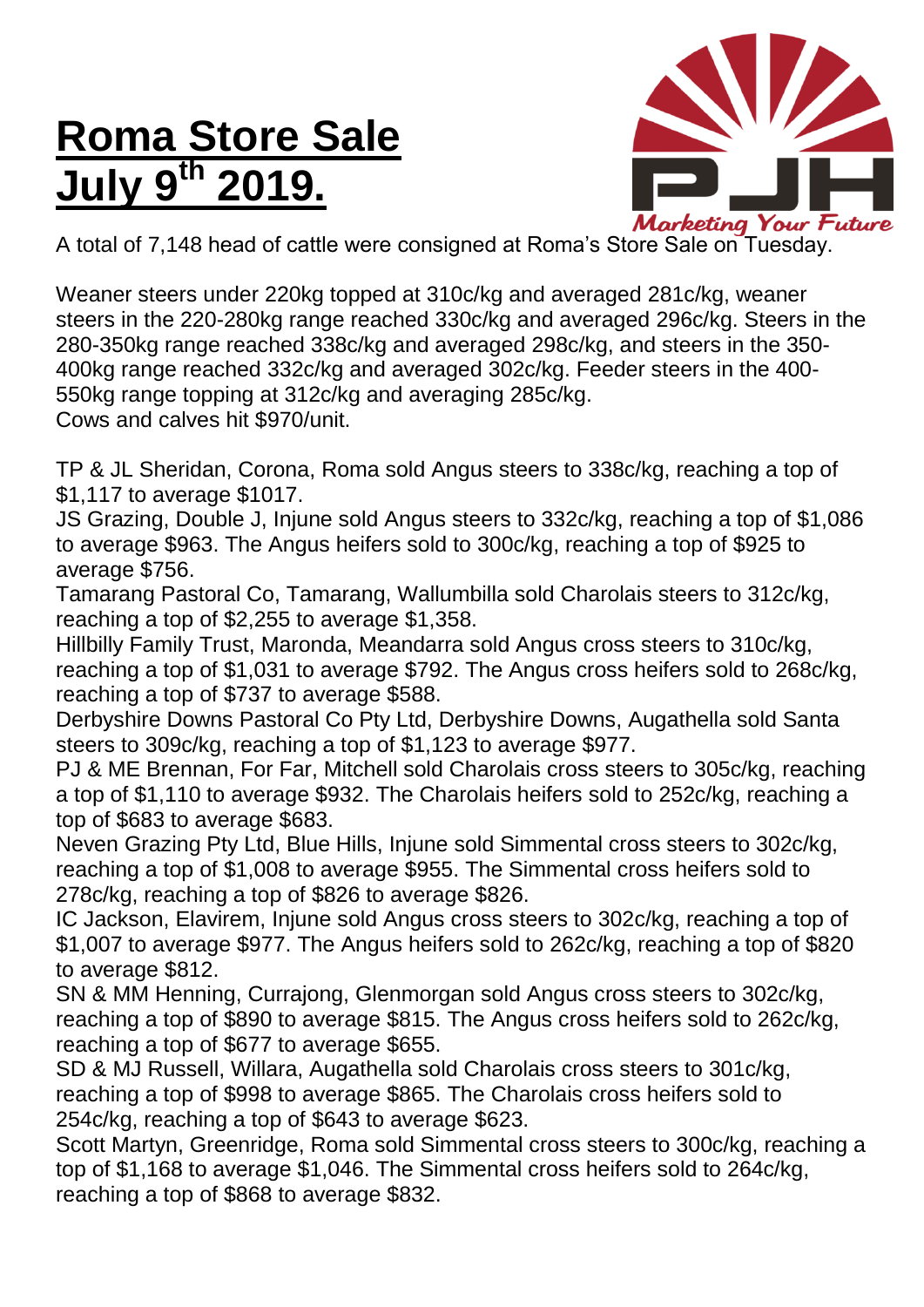# Roma Store Sale July 9th 2019.

A total of 7,148 head of cattle were consigned at Roma's Store Sale on Tuesday.

Weaner steers under 220kg topped at 310c/kg and averaged 281c/kg, weaner steers in the 220-280kg range reached 330c/kg and averaged 296c/kg. Steers in the 280-350kg range reached 338c/kg and averaged 298c/kg, and steers in the 350-400kg range reached 332c/kg and averaged 302c/kg. Feeder steers in the 400-550kg range topping at 312c/kg and averaging 285c/kg.
Cows and calves hit $970/unit.

TP & JL Sheridan, Corona, Roma sold Angus steers to 338c/kg, reaching a top of $1,117 to average $1017.
JS Grazing, Double J, Injune sold Angus steers to 332c/kg, reaching a top of $1,086 to average $963. The Angus heifers sold to 300c/kg, reaching a top of $925 to average $756.
Tamarang Pastoral Co, Tamarang, Wallumbilla sold Charolais steers to 312c/kg, reaching a top of $2,255 to average $1,358.
Hillbilly Family Trust, Maronda, Meandarra sold Angus cross steers to 310c/kg, reaching a top of $1,031 to average $792. The Angus cross heifers sold to 268c/kg, reaching a top of $737 to average $588.
Derbyshire Downs Pastoral Co Pty Ltd, Derbyshire Downs, Augathella sold Santa steers to 309c/kg, reaching a top of $1,123 to average $977.
PJ & ME Brennan, For Far, Mitchell sold Charolais cross steers to 305c/kg, reaching a top of $1,110 to average $932. The Charolais heifers sold to 252c/kg, reaching a top of $683 to average $683.
Neven Grazing Pty Ltd, Blue Hills, Injune sold Simmental cross steers to 302c/kg, reaching a top of $1,008 to average $955. The Simmental cross heifers sold to 278c/kg, reaching a top of $826 to average $826.
IC Jackson, Elavirem, Injune sold Angus cross steers to 302c/kg, reaching a top of $1,007 to average $977. The Angus heifers sold to 262c/kg, reaching a top of $820 to average $812.
SN & MM Henning, Currajong, Glenmorgan sold Angus cross steers to 302c/kg, reaching a top of $890 to average $815. The Angus cross heifers sold to 262c/kg, reaching a top of $677 to average $655.
SD & MJ Russell, Willara, Augathella sold Charolais cross steers to 301c/kg, reaching a top of $998 to average $865. The Charolais cross heifers sold to 254c/kg, reaching a top of $643 to average $623.
Scott Martyn, Greenridge, Roma sold Simmental cross steers to 300c/kg, reaching a top of $1,168 to average $1,046. The Simmental cross heifers sold to 264c/kg, reaching a top of $868 to average $832.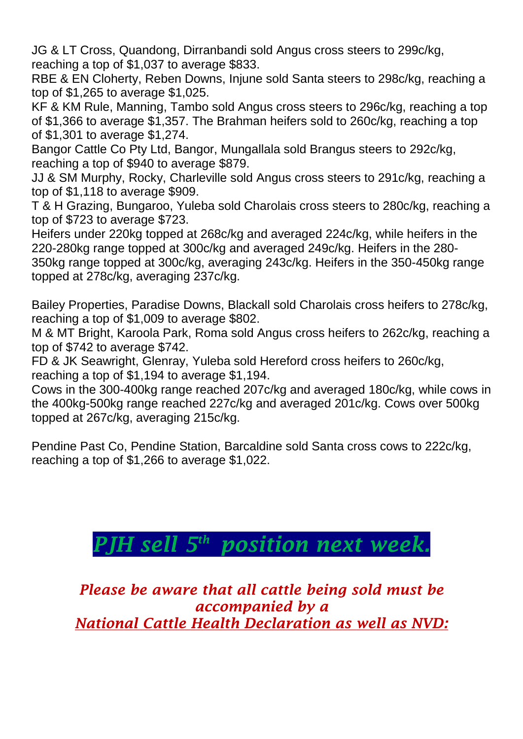JG & LT Cross, Quandong, Dirranbandi sold Angus cross steers to 299c/kg, reaching a top of $1,037 to average $833.

RBE & EN Cloherty, Reben Downs, Injune sold Santa steers to 298c/kg, reaching a top of $1,265 to average $1,025.

KF & KM Rule, Manning, Tambo sold Angus cross steers to 296c/kg, reaching a top of $1,366 to average $1,357. The Brahman heifers sold to 260c/kg, reaching a top of $1,301 to average $1,274.

Bangor Cattle Co Pty Ltd, Bangor, Mungallala sold Brangus steers to 292c/kg, reaching a top of $940 to average $879.

JJ & SM Murphy, Rocky, Charleville sold Angus cross steers to 291c/kg, reaching a top of $1,118 to average $909.

T & H Grazing, Bungaroo, Yuleba sold Charolais cross steers to 280c/kg, reaching a top of $723 to average $723.

Heifers under 220kg topped at 268c/kg and averaged 224c/kg, while heifers in the 220-280kg range topped at 300c/kg and averaged 249c/kg. Heifers in the 280-350kg range topped at 300c/kg, averaging 243c/kg. Heifers in the 350-450kg range topped at 278c/kg, averaging 237c/kg.

Bailey Properties, Paradise Downs, Blackall sold Charolais cross heifers to 278c/kg, reaching a top of $1,009 to average $802.

M & MT Bright, Karoola Park, Roma sold Angus cross heifers to 262c/kg, reaching a top of $742 to average $742.

FD & JK Seawright, Glenray, Yuleba sold Hereford cross heifers to 260c/kg, reaching a top of $1,194 to average $1,194.

Cows in the 300-400kg range reached 207c/kg and averaged 180c/kg, while cows in the 400kg-500kg range reached 227c/kg and averaged 201c/kg. Cows over 500kg topped at 267c/kg, averaging 215c/kg.

Pendine Past Co, Pendine Station, Barcaldine sold Santa cross cows to 222c/kg, reaching a top of $1,266 to average $1,022.

## *PJH sell 5th position next week.*

***Please be aware that all cattle being sold must be accompanied by a National Cattle Health Declaration as well as NVD:***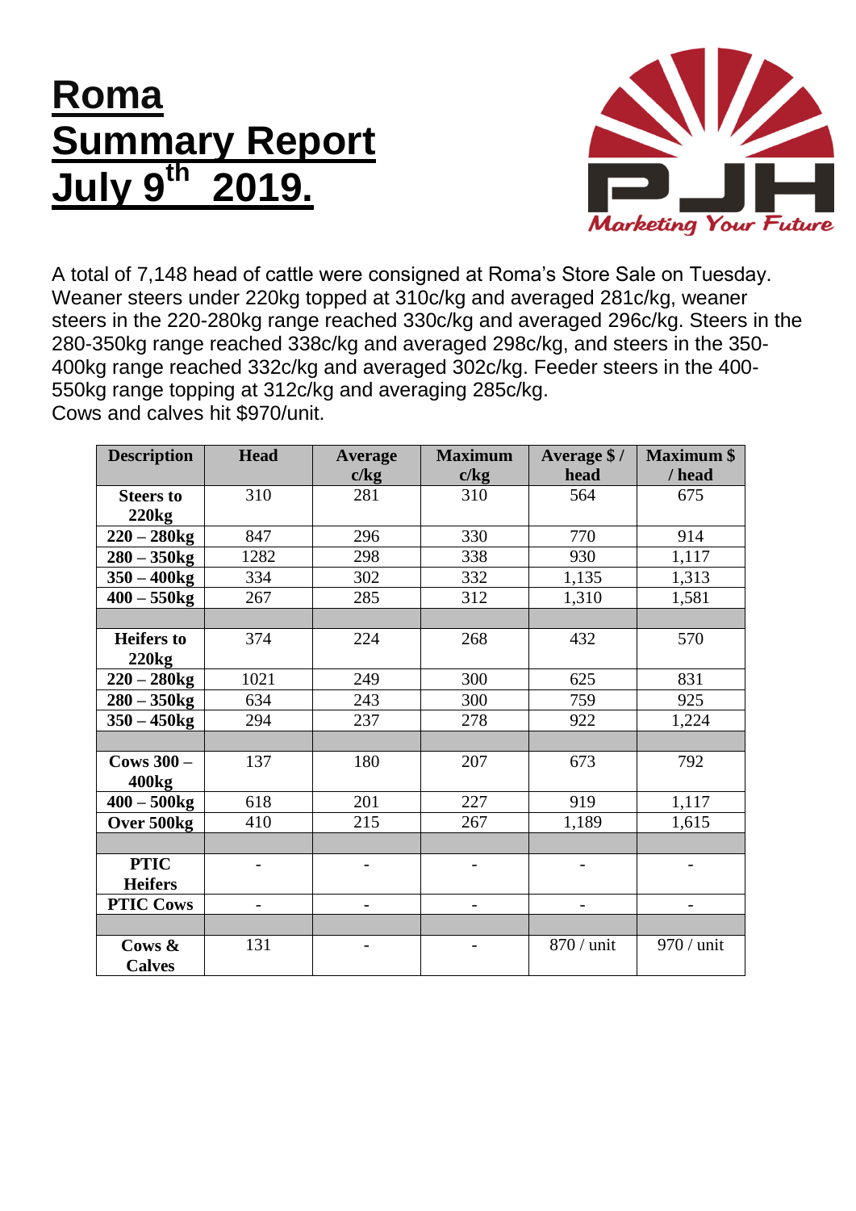# Roma Summary Report July 9th 2019.

**PJH** *Marketing Your Future*

A total of 7,148 head of cattle were consigned at Roma's Store Sale on Tuesday. Weaner steers under 220kg topped at 310c/kg and averaged 281c/kg, weaner steers in the 220-280kg range reached 330c/kg and averaged 296c/kg. Steers in the 280-350kg range reached 338c/kg and averaged 298c/kg, and steers in the 350-400kg range reached 332c/kg and averaged 302c/kg. Feeder steers in the 400-550kg range topping at 312c/kg and averaging 285c/kg.
Cows and calves hit $970/unit.

| Description | Head | Average c/kg | Maximum c/kg | Average $ / head | Maximum $ / head |
|---|---|---|---|---|---|
| **Steers to 220kg** | 310 | 281 | 310 | 564 | 675 |
| **220 – 280kg** | 847 | 296 | 330 | 770 | 914 |
| **280 – 350kg** | 1282 | 298 | 338 | 930 | 1,117 |
| **350 – 400kg** | 334 | 302 | 332 | 1,135 | 1,313 |
| **400 – 550kg** | 267 | 285 | 312 | 1,310 | 1,581 |
| | | | | | |
| **Heifers to 220kg** | 374 | 224 | 268 | 432 | 570 |
| **220 – 280kg** | 1021 | 249 | 300 | 625 | 831 |
| **280 – 350kg** | 634 | 243 | 300 | 759 | 925 |
| **350 – 450kg** | 294 | 237 | 278 | 922 | 1,224 |
| | | | | | |
| **Cows 300 – 400kg** | 137 | 180 | 207 | 673 | 792 |
| **400 – 500kg** | 618 | 201 | 227 | 919 | 1,117 |
| **Over 500kg** | 410 | 215 | 267 | 1,189 | 1,615 |
| | | | | | |
| **PTIC Heifers** | - | - | - | - | - |
| **PTIC Cows** | - | - | - | - | - |
| | | | | | |
| **Cows & Calves** | 131 | - | - | 870 / unit | 970 / unit |